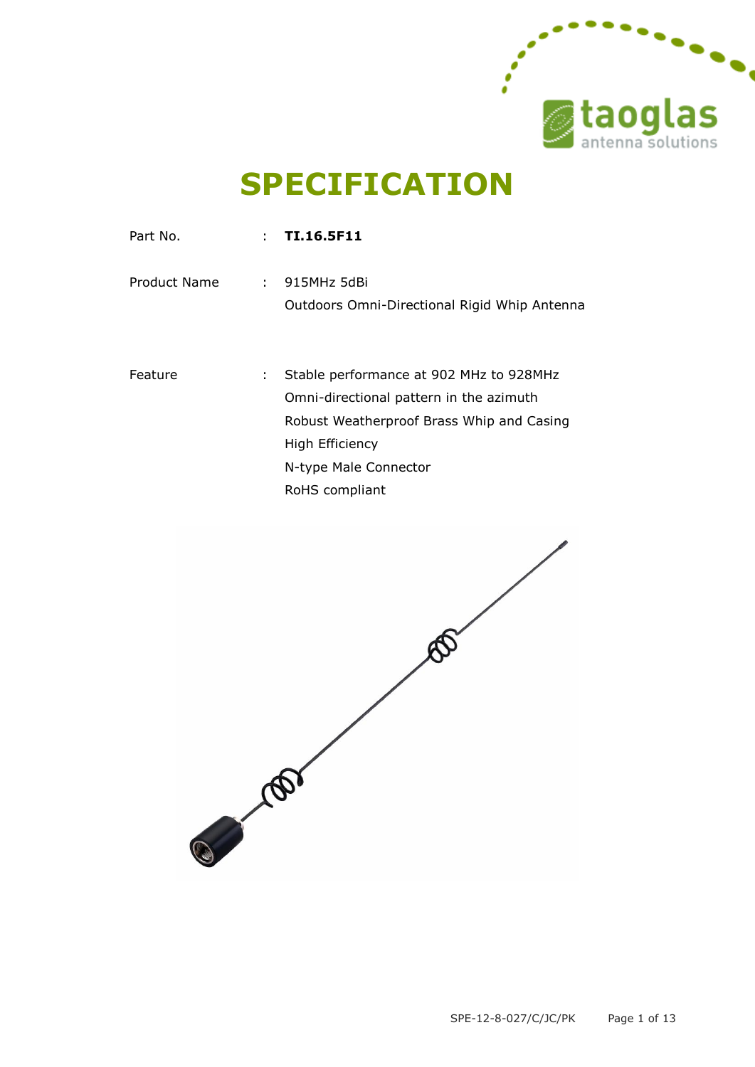# SPECIFICATION

Part No. : **TI.16.5F11**

Product Name : 915MHz 5dBi
Outdoors Omni-Directional Rigid Whip Antenna

Feature : Stable performance at 902 MHz to 928MHz
Omni-directional pattern in the azimuth
Robust Weatherproof Brass Whip and Casing
High Efficiency
N-type Male Connector
RoHS compliant

SPE-12-8-027/C/JC/PK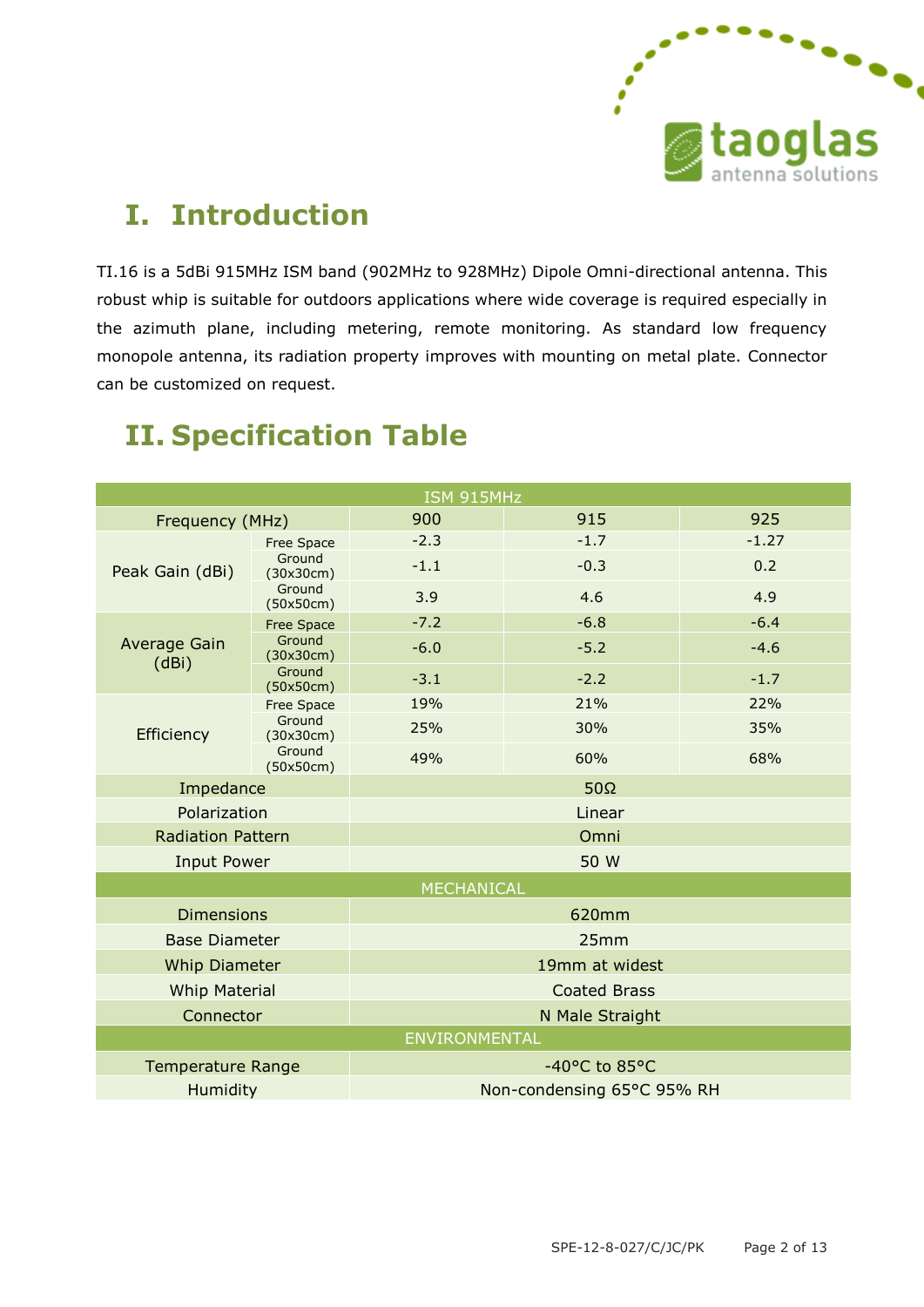# I. Introduction

TI.16 is a 5dBi 915MHz ISM band (902MHz to 928MHz) Dipole Omni-directional antenna. This robust whip is suitable for outdoors applications where wide coverage is required especially in the azimuth plane, including metering, remote monitoring. As standard low frequency monopole antenna, its radiation property improves with mounting on metal plate. Connector can be customized on request.

# II. Specification Table

| ISM 915MHz | | | | |
|---|---|---|---|---|
| Frequency (MHz) | | 900 | 915 | 925 |
| Peak Gain (dBi) | Free Space | -2.3 | -1.7 | -1.27 |
| | Ground (30x30cm) | -1.1 | -0.3 | 0.2 |
| | Ground (50x50cm) | 3.9 | 4.6 | 4.9 |
| Average Gain (dBi) | Free Space | -7.2 | -6.8 | -6.4 |
| | Ground (30x30cm) | -6.0 | -5.2 | -4.6 |
| | Ground (50x50cm) | -3.1 | -2.2 | -1.7 |
| Efficiency | Free Space | 19% | 21% | 22% |
| | Ground (30x30cm) | 25% | 30% | 35% |
| | Ground (50x50cm) | 49% | 60% | 68% |
| Impedance | | 50Ω | | |
| Polarization | | Linear | | |
| Radiation Pattern | | Omni | | |
| Input Power | | 50 W | | |
| MECHANICAL | | | | |
| Dimensions | | 620mm | | |
| Base Diameter | | 25mm | | |
| Whip Diameter | | 19mm at widest | | |
| Whip Material | | Coated Brass | | |
| Connector | | N Male Straight | | |
| ENVIRONMENTAL | | | | |
| Temperature Range | | -40°C to 85°C | | |
| Humidity | | Non-condensing 65°C 95% RH | | |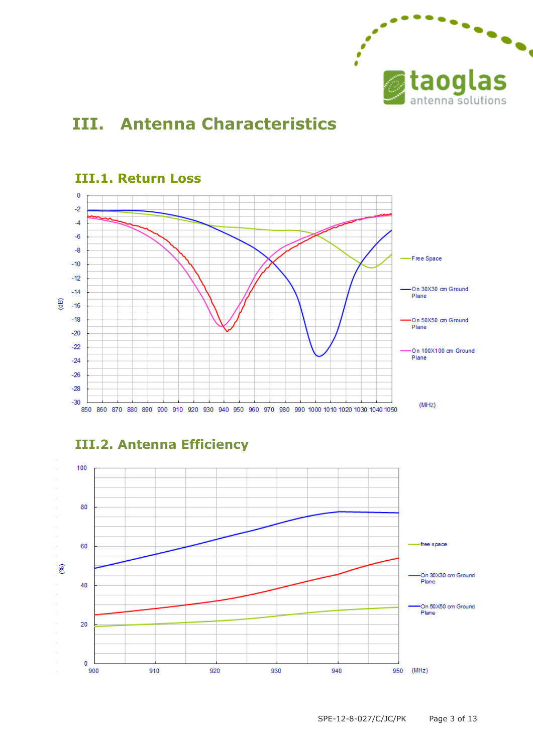# III. Antenna Characteristics

## III.1. Return Loss

(dB)

0, -2, -4, -6, -8, -10, -12, -14, -16, -18, -20, -22, -24, -26, -28, -30

850 860 870 880 890 900 910 920 930 940 950 960 970 980 990 1000 1010 1020 1030 1040 1050 (MHz)

- Free Space
- On 30X30 cm Ground Plane
- On 50X50 cm Ground Plane
- On 100X100 cm Ground Plane

## III.2. Antenna Efficiency

(%)

100, 80, 60, 40, 20, 0

900 910 920 930 940 950 (MHz)

- free space
- On 30X30 cm Ground Plane
- On 50X50 cm Ground Plane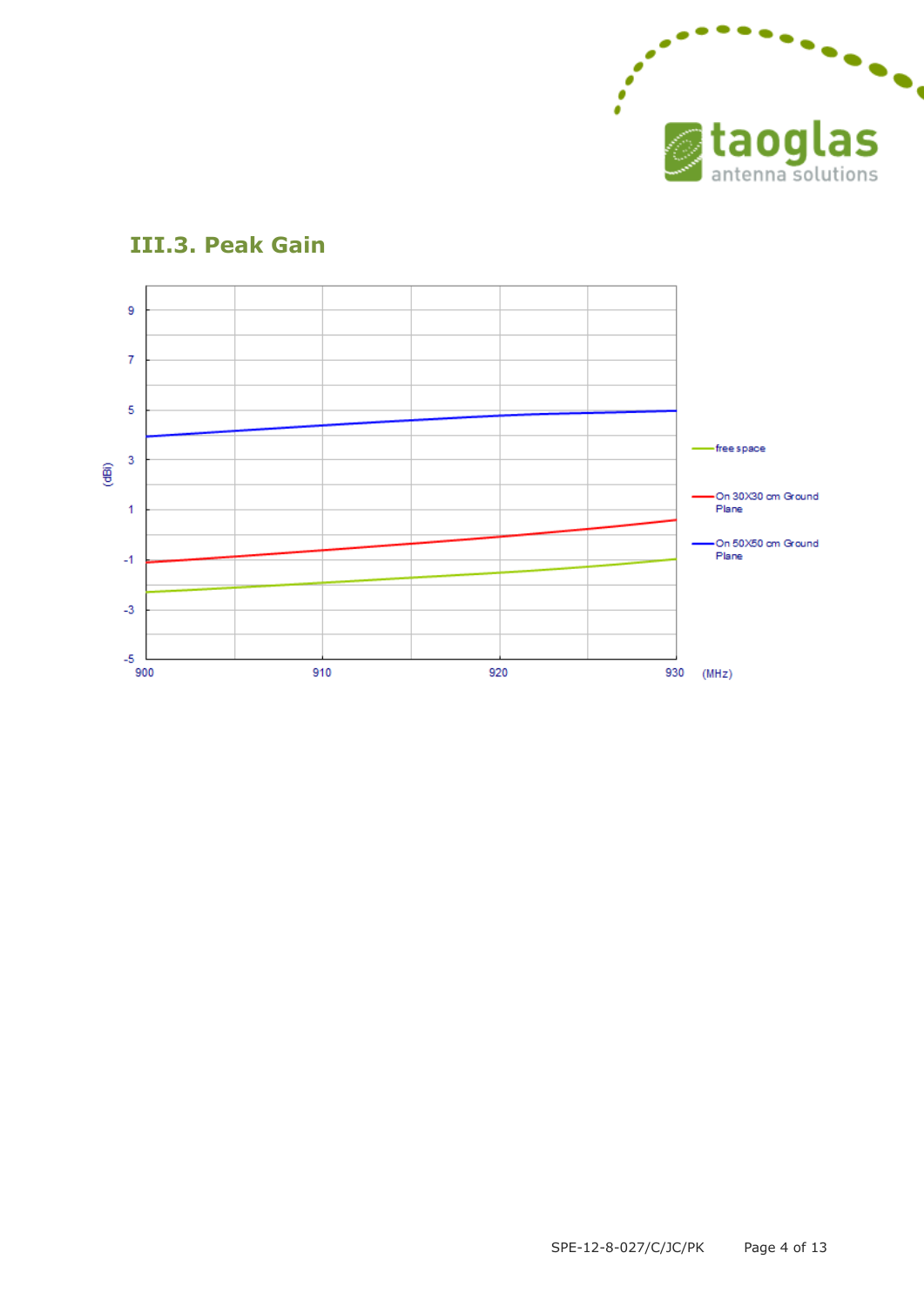## III.3. Peak Gain

| | |
|---|---|
| Y-axis | (dBi): -5, -3, -1, 1, 3, 5, 7, 9 |
| X-axis | (MHz): 900, 910, 920, 930 |

Legend:
- free space
- On 30X30 cm Ground Plane
- On 50X50 cm Ground Plane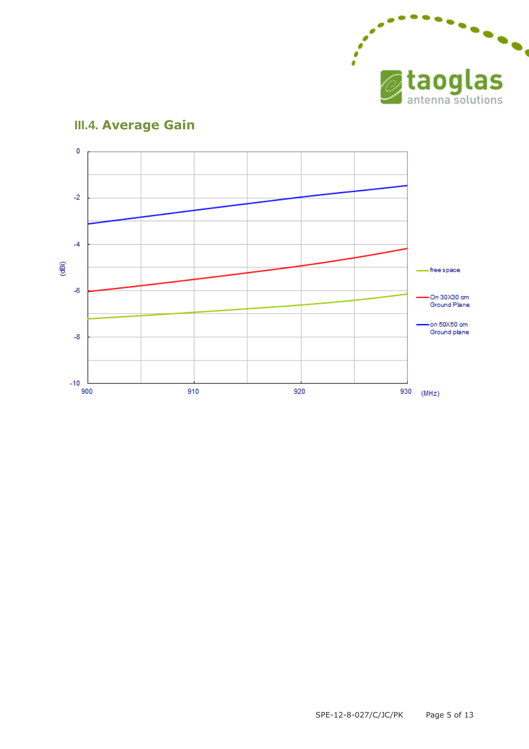## III.4. Average Gain

(dBi)

0
-2
-4
-6
-8
-10

900 910 920 930 (MHz)

free space

On 30X30 cm Ground Plane

on 50X50 cm Ground plane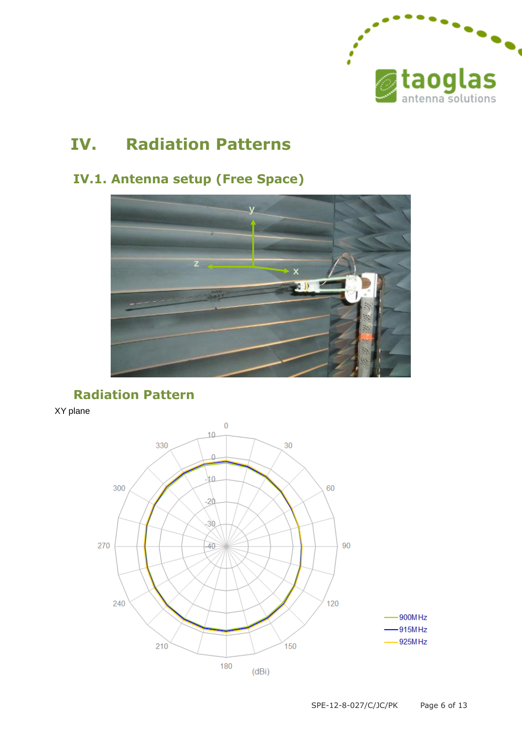# IV. Radiation Patterns

## IV.1. Antenna setup (Free Space)

## Radiation Pattern

XY plane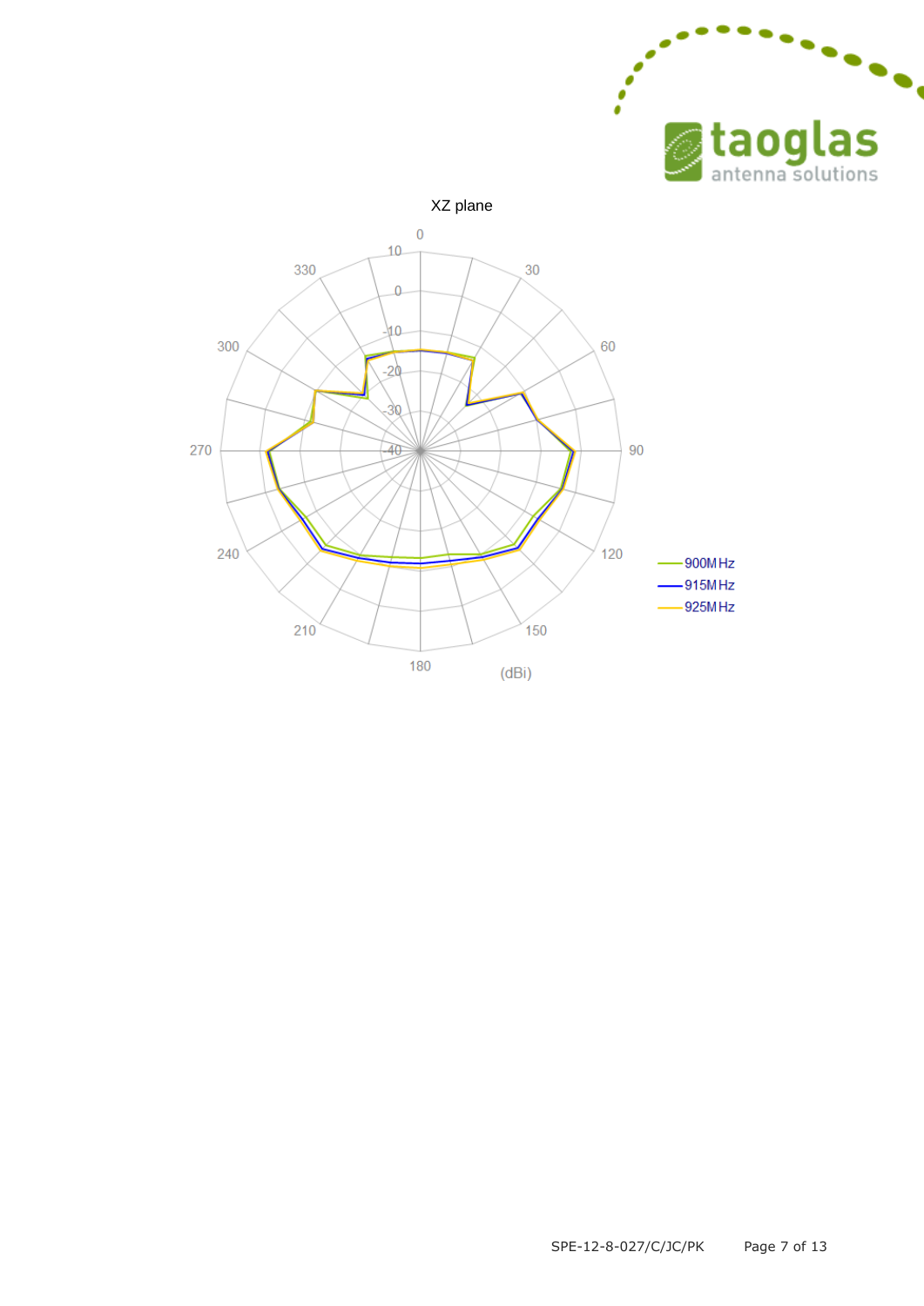XZ plane

0, 30, 60, 90, 120, 150, 180, 210, 240, 270, 300, 330

10, 0, -10, -20, -30, -40

(dBi)

900MHz
915MHz
925MHz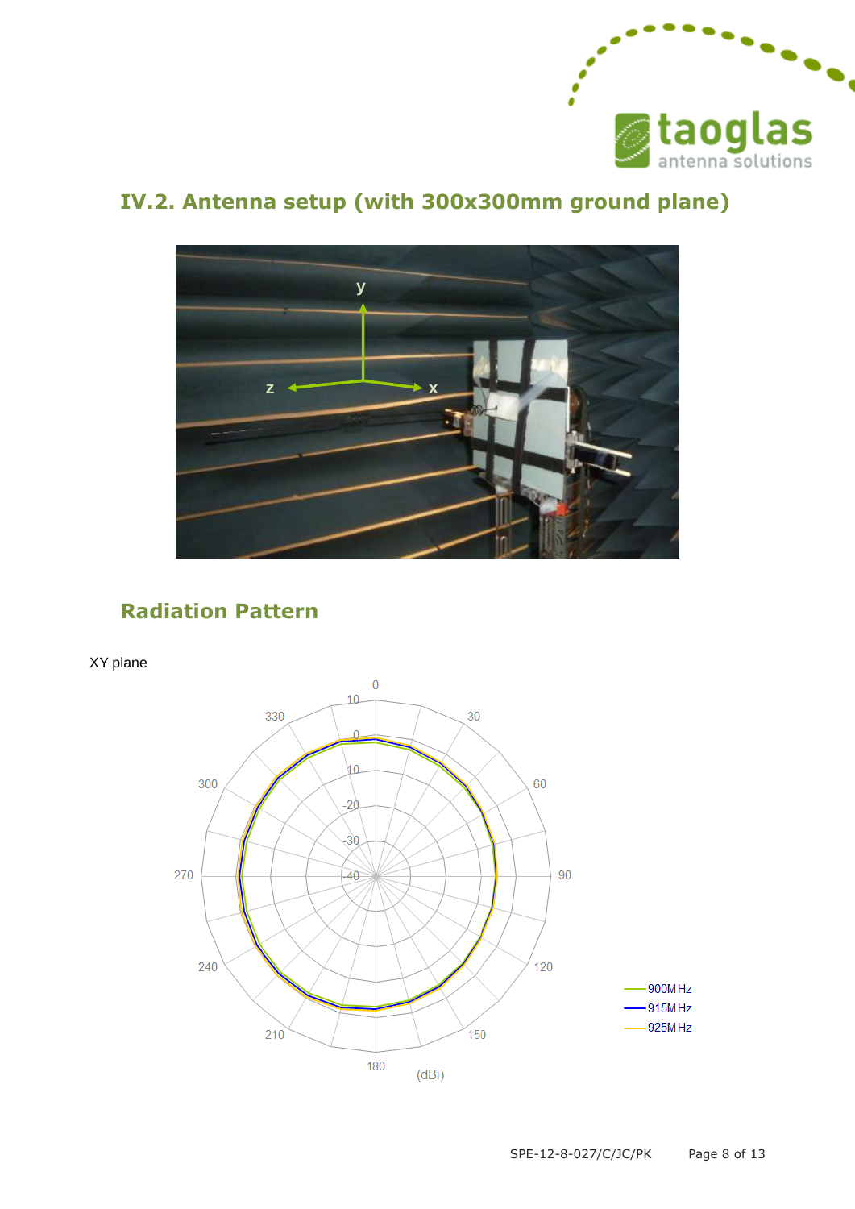## IV.2. Antenna setup (with 300x300mm ground plane)

## Radiation Pattern

XY plane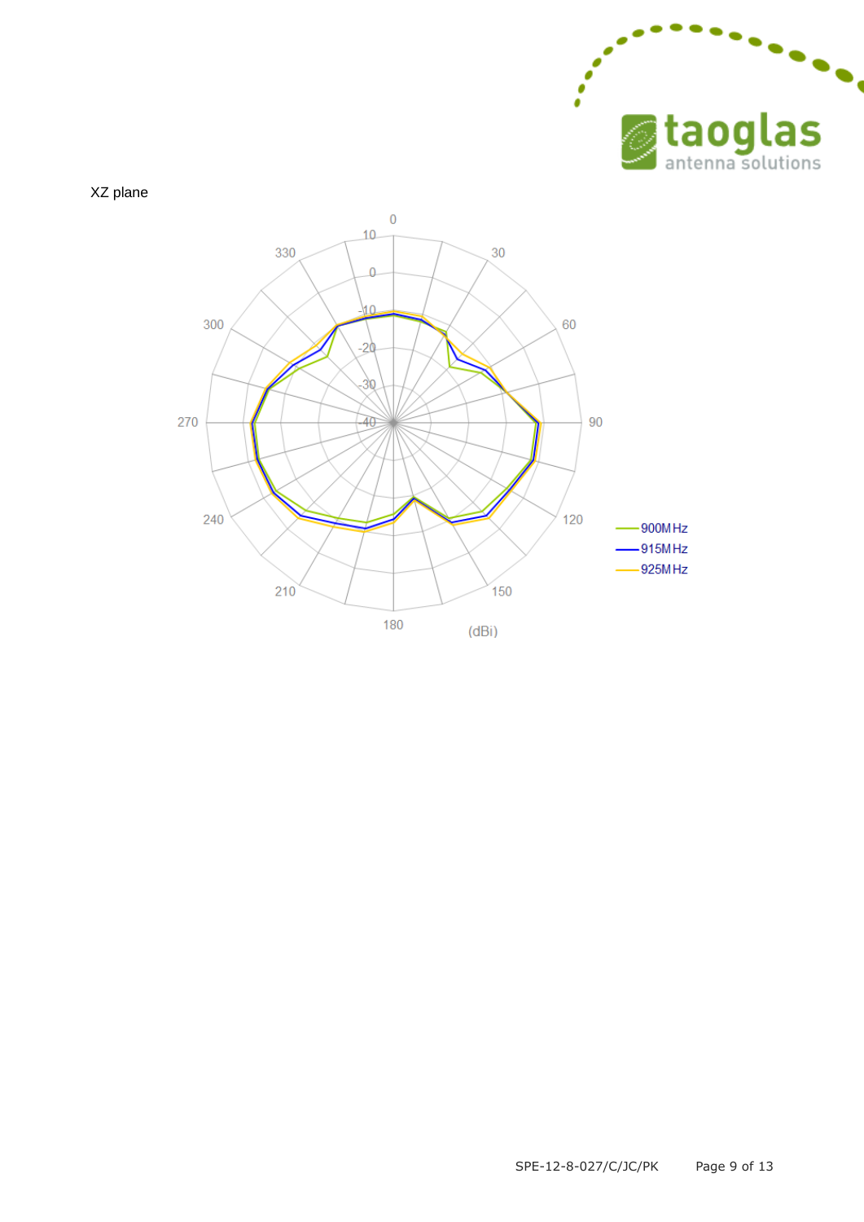XZ plane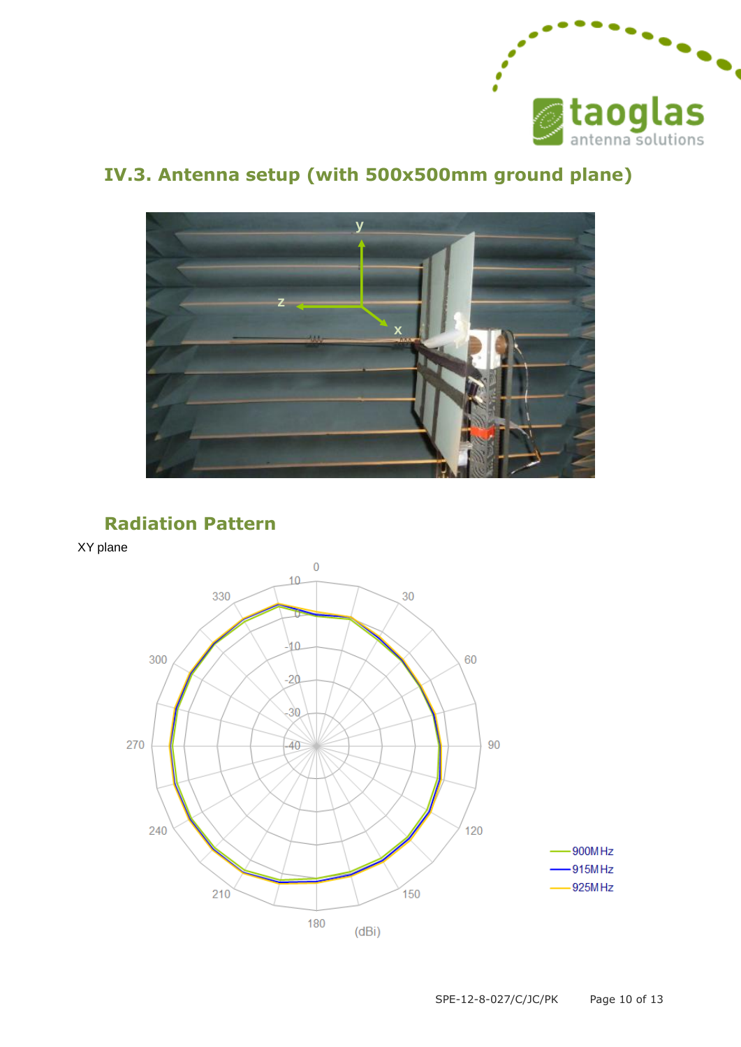## IV.3. Antenna setup (with 500x500mm ground plane)

## Radiation Pattern

XY plane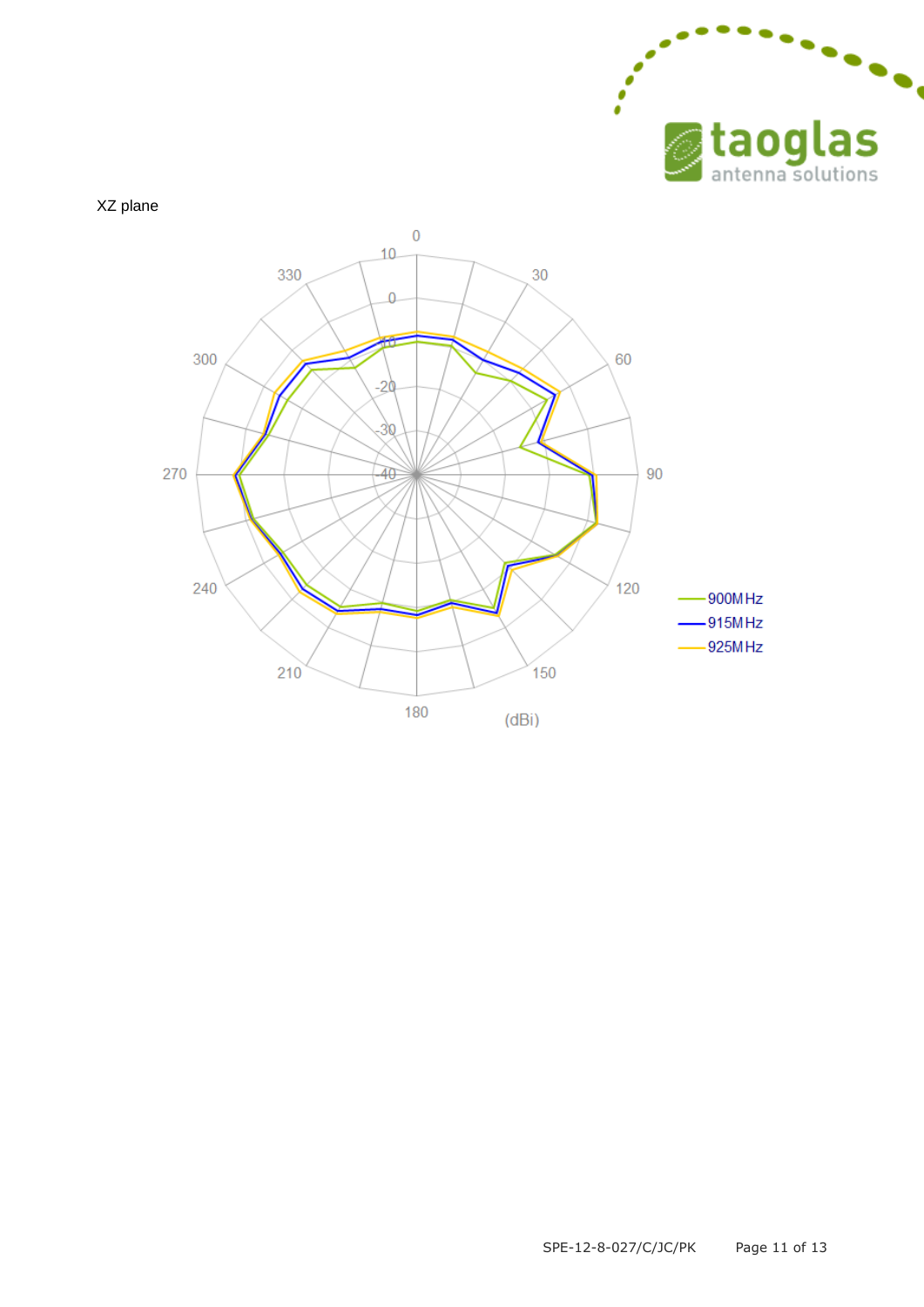XZ plane

0
10
0
-10
-20
-30
-40
30
60
90
120
150
180
210
240
270
300
330

(dBi)

900MHz
915MHz
925MHz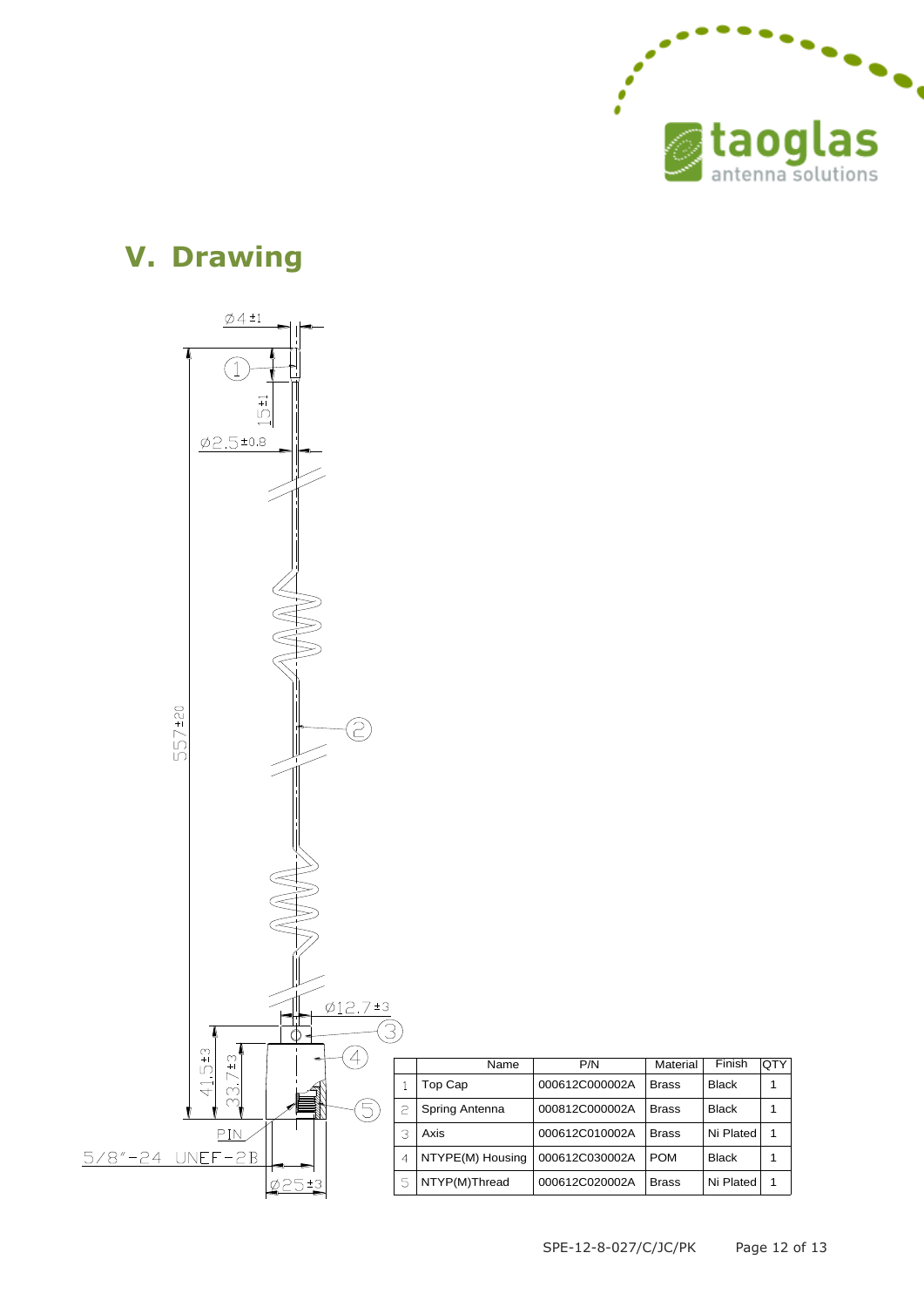## V. Drawing

| | Name | P/N | Material | Finish | QTY |
|---|---|---|---|---|---|
| 1 | Top Cap | 000612C000002A | Brass | Black | 1 |
| 2 | Spring Antenna | 000812C000002A | Brass | Black | 1 |
| 3 | Axis | 000612C010002A | Brass | Ni Plated | 1 |
| 4 | NTYPE(M) Housing | 000612C030002A | POM | Black | 1 |
| 5 | NTYP(M)Thread | 000612C020002A | Brass | Ni Plated | 1 |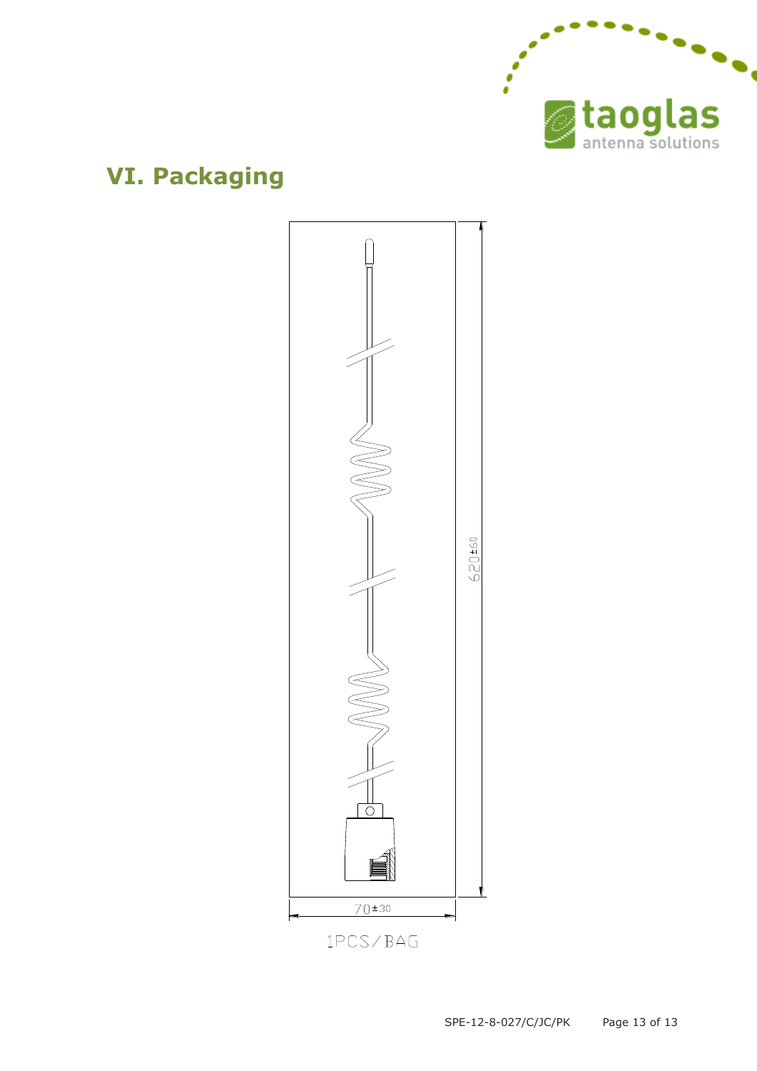## VI. Packaging

620±60

70±30

1PCS/BAG